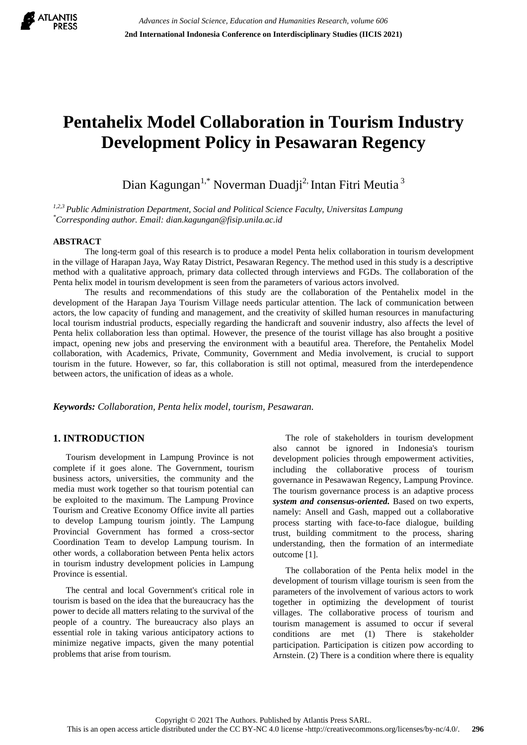# Pentahelix Model Collaboration in Tourism Industry Development Policy in Pesawaran Regency

Dian Kagungan[1,*] Noverman Duadji[2,] Intan Fitri Meutia [3]

[1,2,3] *Public Administration Department, Social and Political Science Faculty, Universitas Lampung*
[*] *Corresponding author. Email: dian.kagungan@fisip.unila.ac.id*

## ABSTRACT

The long-term goal of this research is to produce a model Penta helix collaboration in tourism development in the village of Harapan Jaya, Way Ratay District, Pesawaran Regency. The method used in this study is a descriptive method with a qualitative approach, primary data collected through interviews and FGDs. The collaboration of the Penta helix model in tourism development is seen from the parameters of various actors involved.

The results and recommendations of this study are the collaboration of the Pentahelix model in the development of the Harapan Jaya Tourism Village needs particular attention. The lack of communication between actors, the low capacity of funding and management, and the creativity of skilled human resources in manufacturing local tourism industrial products, especially regarding the handicraft and souvenir industry, also affects the level of Penta helix collaboration less than optimal. However, the presence of the tourist village has also brought a positive impact, opening new jobs and preserving the environment with a beautiful area. Therefore, the Pentahelix Model collaboration, with Academics, Private, Community, Government and Media involvement, is crucial to support tourism in the future. However, so far, this collaboration is still not optimal, measured from the interdependence between actors, the unification of ideas as a whole.

***Keywords:*** *Collaboration, Penta helix model, tourism, Pesawaran.*

## 1. INTRODUCTION

Tourism development in Lampung Province is not complete if it goes alone. The Government, tourism business actors, universities, the community and the media must work together so that tourism potential can be exploited to the maximum. The Lampung Province Tourism and Creative Economy Office invite all parties to develop Lampung tourism jointly. The Lampung Provincial Government has formed a cross-sector Coordination Team to develop Lampung tourism. In other words, a collaboration between Penta helix actors in tourism industry development policies in Lampung Province is essential.

The central and local Government's critical role in tourism is based on the idea that the bureaucracy has the power to decide all matters relating to the survival of the people of a country. The bureaucracy also plays an essential role in taking various anticipatory actions to minimize negative impacts, given the many potential problems that arise from tourism.

The role of stakeholders in tourism development also cannot be ignored in Indonesia's tourism development policies through empowerment activities, including the collaborative process of tourism governance in Pesawawan Regency, Lampung Province. The tourism governance process is an adaptive process ***system and consensus-oriented.*** Based on two experts, namely: Ansell and Gash, mapped out a collaborative process starting with face-to-face dialogue, building trust, building commitment to the process, sharing understanding, then the formation of an intermediate outcome [1].

The collaboration of the Penta helix model in the development of tourism village tourism is seen from the parameters of the involvement of various actors to work together in optimizing the development of tourist villages. The collaborative process of tourism and tourism management is assumed to occur if several conditions are met (1) There is stakeholder participation. Participation is citizen pow according to Arnstein. (2) There is a condition where there is equality

Copyright © 2021 The Authors. Published by Atlantis Press SARL.
This is an open access article distributed under the CC BY-NC 4.0 license -http://creativecommons.org/licenses/by-nc/4.0/.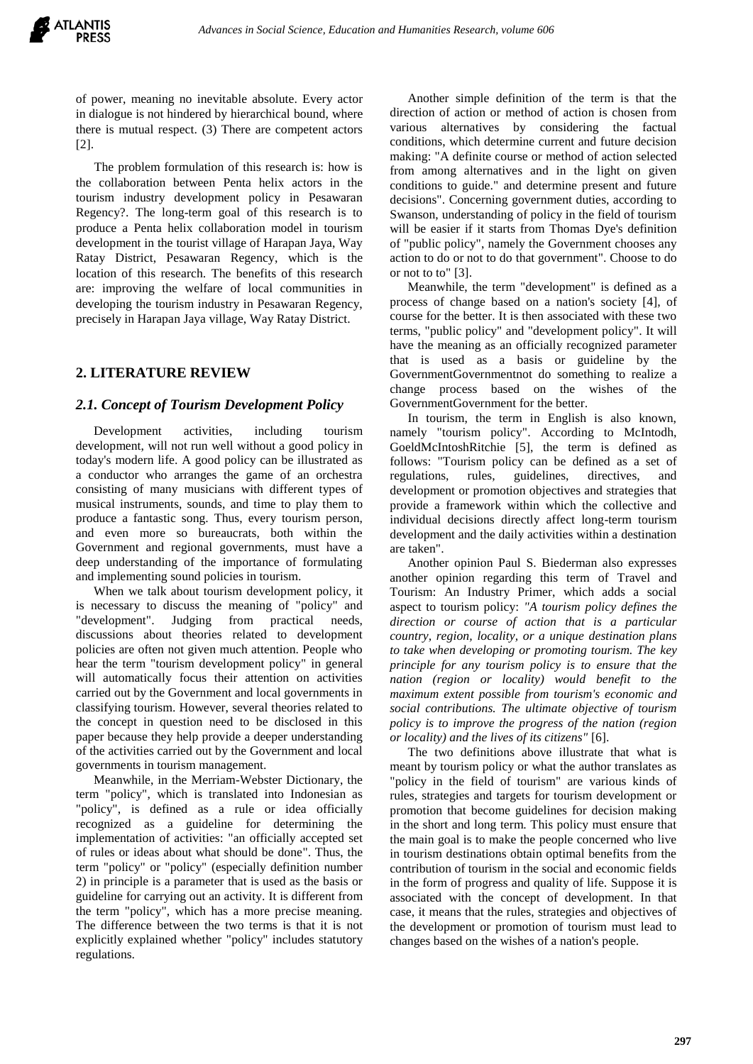of power, meaning no inevitable absolute. Every actor in dialogue is not hindered by hierarchical bound, where there is mutual respect. (3) There are competent actors [2].

The problem formulation of this research is: how is the collaboration between Penta helix actors in the tourism industry development policy in Pesawaran Regency?. The long-term goal of this research is to produce a Penta helix collaboration model in tourism development in the tourist village of Harapan Jaya, Way Ratay District, Pesawaran Regency, which is the location of this research. The benefits of this research are: improving the welfare of local communities in developing the tourism industry in Pesawaran Regency, precisely in Harapan Jaya village, Way Ratay District.

## 2. LITERATURE REVIEW

### *2.1. Concept of Tourism Development Policy*

Development activities, including tourism development, will not run well without a good policy in today's modern life. A good policy can be illustrated as a conductor who arranges the game of an orchestra consisting of many musicians with different types of musical instruments, sounds, and time to play them to produce a fantastic song. Thus, every tourism person, and even more so bureaucrats, both within the Government and regional governments, must have a deep understanding of the importance of formulating and implementing sound policies in tourism.

When we talk about tourism development policy, it is necessary to discuss the meaning of "policy" and "development". Judging from practical needs, discussions about theories related to development policies are often not given much attention. People who hear the term "tourism development policy" in general will automatically focus their attention on activities carried out by the Government and local governments in classifying tourism. However, several theories related to the concept in question need to be disclosed in this paper because they help provide a deeper understanding of the activities carried out by the Government and local governments in tourism management.

Meanwhile, in the Merriam-Webster Dictionary, the term "policy", which is translated into Indonesian as "policy", is defined as a rule or idea officially recognized as a guideline for determining the implementation of activities: "an officially accepted set of rules or ideas about what should be done". Thus, the term "policy" or "policy" (especially definition number 2) in principle is a parameter that is used as the basis or guideline for carrying out an activity. It is different from the term "policy", which has a more precise meaning. The difference between the two terms is that it is not explicitly explained whether "policy" includes statutory regulations.

Another simple definition of the term is that the direction of action or method of action is chosen from various alternatives by considering the factual conditions, which determine current and future decision making: "A definite course or method of action selected from among alternatives and in the light on given conditions to guide." and determine present and future decisions". Concerning government duties, according to Swanson, understanding of policy in the field of tourism will be easier if it starts from Thomas Dye's definition of "public policy", namely the Government chooses any action to do or not to do that government". Choose to do or not to to" [3].

Meanwhile, the term "development" is defined as a process of change based on a nation's society [4], of course for the better. It is then associated with these two terms, "public policy" and "development policy". It will have the meaning as an officially recognized parameter that is used as a basis or guideline by the GovernmentGovernmentnot do something to realize a change process based on the wishes of the GovernmentGovernment for the better.

In tourism, the term in English is also known, namely "tourism policy". According to McIntodh, GoeldMcIntoshRitchie [5], the term is defined as follows: "Tourism policy can be defined as a set of regulations, rules, guidelines, directives, and development or promotion objectives and strategies that provide a framework within which the collective and individual decisions directly affect long-term tourism development and the daily activities within a destination are taken".

Another opinion Paul S. Biederman also expresses another opinion regarding this term of Travel and Tourism: An Industry Primer, which adds a social aspect to tourism policy: *"A tourism policy defines the direction or course of action that is a particular country, region, locality, or a unique destination plans to take when developing or promoting tourism. The key principle for any tourism policy is to ensure that the nation (region or locality) would benefit to the maximum extent possible from tourism's economic and social contributions. The ultimate objective of tourism policy is to improve the progress of the nation (region or locality) and the lives of its citizens"* [6].

The two definitions above illustrate that what is meant by tourism policy or what the author translates as "policy in the field of tourism" are various kinds of rules, strategies and targets for tourism development or promotion that become guidelines for decision making in the short and long term. This policy must ensure that the main goal is to make the people concerned who live in tourism destinations obtain optimal benefits from the contribution of tourism in the social and economic fields in the form of progress and quality of life. Suppose it is associated with the concept of development. In that case, it means that the rules, strategies and objectives of the development or promotion of tourism must lead to changes based on the wishes of a nation's people.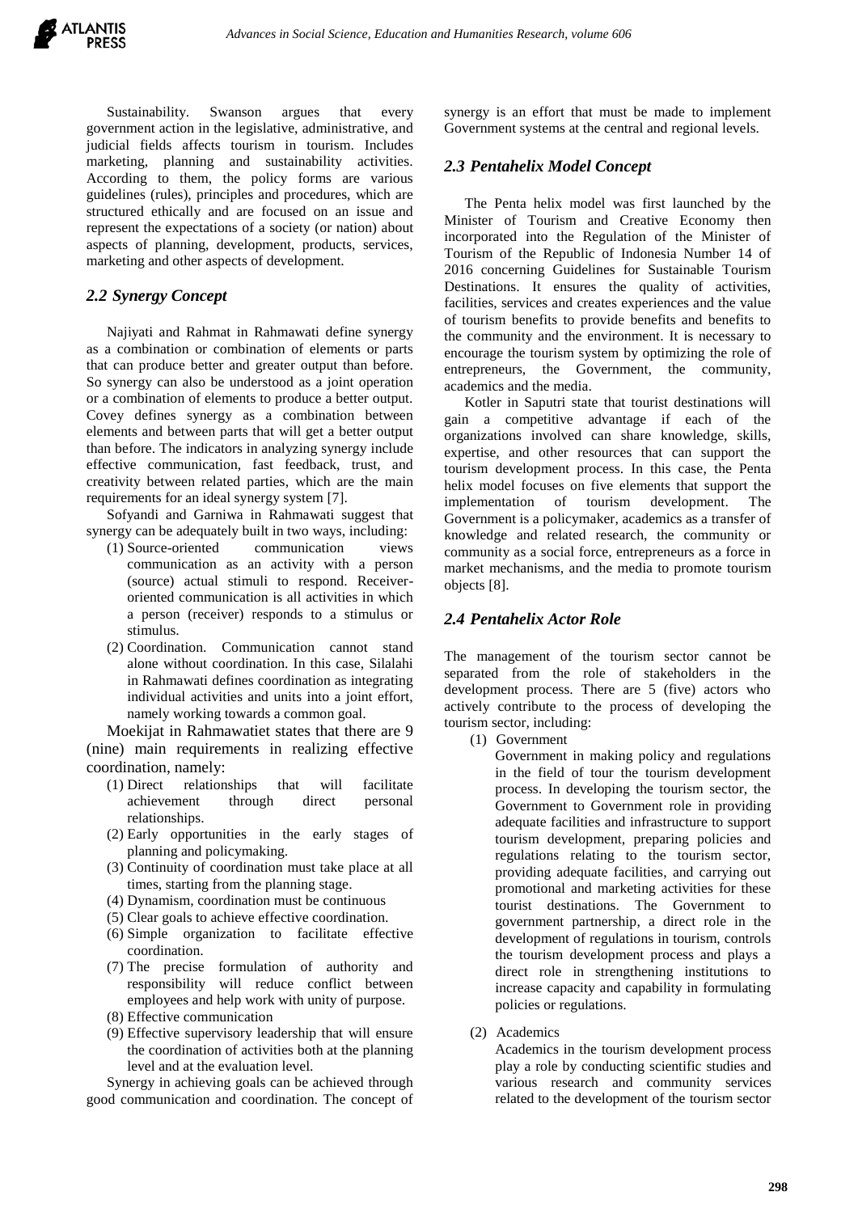Sustainability. Swanson argues that every government action in the legislative, administrative, and judicial fields affects tourism in tourism. Includes marketing, planning and sustainability activities. According to them, the policy forms are various guidelines (rules), principles and procedures, which are structured ethically and are focused on an issue and represent the expectations of a society (or nation) about aspects of planning, development, products, services, marketing and other aspects of development.

### *2.2 Synergy Concept*

Najiyati and Rahmat in Rahmawati define synergy as a combination or combination of elements or parts that can produce better and greater output than before. So synergy can also be understood as a joint operation or a combination of elements to produce a better output. Covey defines synergy as a combination between elements and between parts that will get a better output than before. The indicators in analyzing synergy include effective communication, fast feedback, trust, and creativity between related parties, which are the main requirements for an ideal synergy system [7].

Sofyandi and Garniwa in Rahmawati suggest that synergy can be adequately built in two ways, including:

(1) Source-oriented communication views communication as an activity with a person (source) actual stimuli to respond. Receiver-oriented communication is all activities in which a person (receiver) responds to a stimulus or stimulus.

(2) Coordination. Communication cannot stand alone without coordination. In this case, Silalahi in Rahmawati defines coordination as integrating individual activities and units into a joint effort, namely working towards a common goal.

Moekijat in Rahmawatiet states that there are 9 (nine) main requirements in realizing effective coordination, namely:

(1) Direct relationships that will facilitate achievement through direct personal relationships.
(2) Early opportunities in the early stages of planning and policymaking.
(3) Continuity of coordination must take place at all times, starting from the planning stage.
(4) Dynamism, coordination must be continuous
(5) Clear goals to achieve effective coordination.
(6) Simple organization to facilitate effective coordination.
(7) The precise formulation of authority and responsibility will reduce conflict between employees and help work with unity of purpose.
(8) Effective communication
(9) Effective supervisory leadership that will ensure the coordination of activities both at the planning level and at the evaluation level.

Synergy in achieving goals can be achieved through good communication and coordination. The concept of synergy is an effort that must be made to implement Government systems at the central and regional levels.

### *2.3 Pentahelix Model Concept*

The Penta helix model was first launched by the Minister of Tourism and Creative Economy then incorporated into the Regulation of the Minister of Tourism of the Republic of Indonesia Number 14 of 2016 concerning Guidelines for Sustainable Tourism Destinations. It ensures the quality of activities, facilities, services and creates experiences and the value of tourism benefits to provide benefits and benefits to the community and the environment. It is necessary to encourage the tourism system by optimizing the role of entrepreneurs, the Government, the community, academics and the media.

Kotler in Saputri state that tourist destinations will gain a competitive advantage if each of the organizations involved can share knowledge, skills, expertise, and other resources that can support the tourism development process. In this case, the Penta helix model focuses on five elements that support the implementation of tourism development. The Government is a policymaker, academics as a transfer of knowledge and related research, the community or community as a social force, entrepreneurs as a force in market mechanisms, and the media to promote tourism objects [8].

### *2.4 Pentahelix Actor Role*

The management of the tourism sector cannot be separated from the role of stakeholders in the development process. There are 5 (five) actors who actively contribute to the process of developing the tourism sector, including:

(1) Government

Government in making policy and regulations in the field of tour the tourism development process. In developing the tourism sector, the Government to Government role in providing adequate facilities and infrastructure to support tourism development, preparing policies and regulations relating to the tourism sector, providing adequate facilities, and carrying out promotional and marketing activities for these tourist destinations. The Government to government partnership, a direct role in the development of regulations in tourism, controls the tourism development process and plays a direct role in strengthening institutions to increase capacity and capability in formulating policies or regulations.

(2) Academics

Academics in the tourism development process play a role by conducting scientific studies and various research and community services related to the development of the tourism sector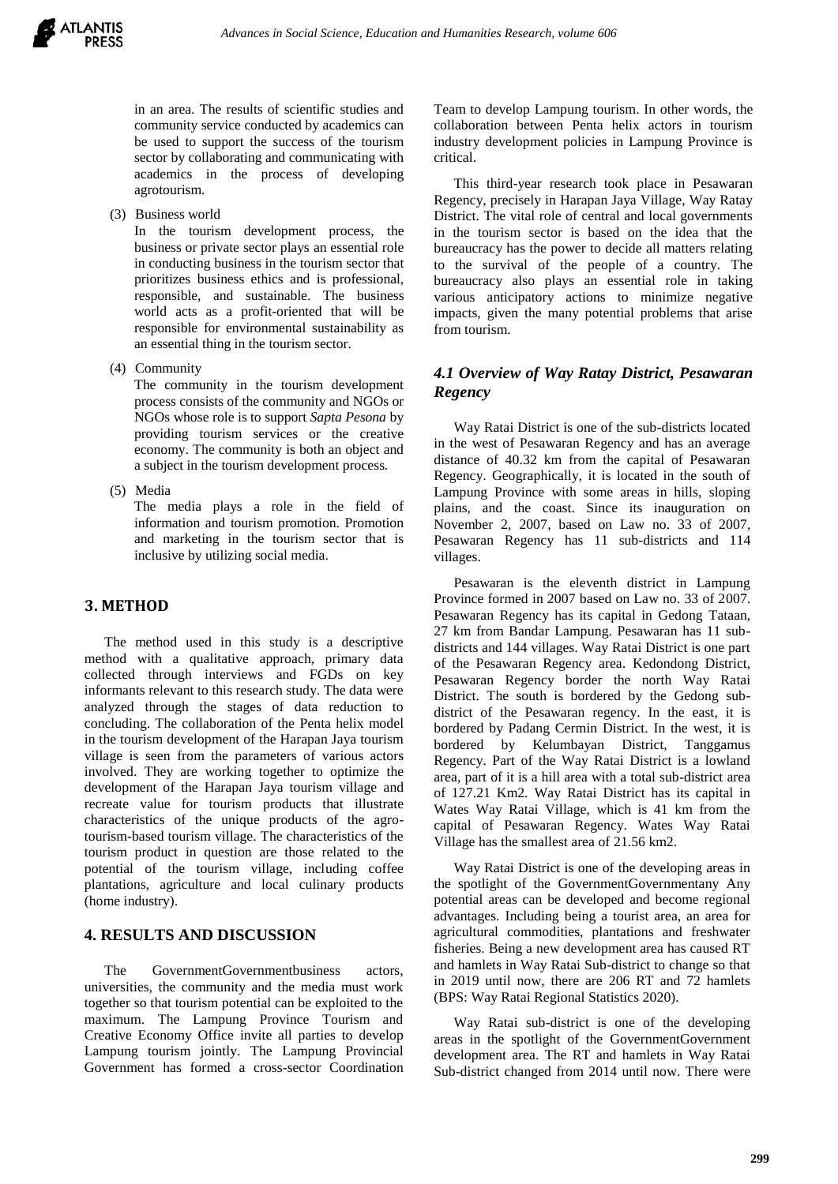in an area. The results of scientific studies and community service conducted by academics can be used to support the success of the tourism sector by collaborating and communicating with academics in the process of developing agrotourism.

(3) Business world

In the tourism development process, the business or private sector plays an essential role in conducting business in the tourism sector that prioritizes business ethics and is professional, responsible, and sustainable. The business world acts as a profit-oriented that will be responsible for environmental sustainability as an essential thing in the tourism sector.

(4) Community

The community in the tourism development process consists of the community and NGOs or NGOs whose role is to support *Sapta Pesona* by providing tourism services or the creative economy. The community is both an object and a subject in the tourism development process.

(5) Media

The media plays a role in the field of information and tourism promotion. Promotion and marketing in the tourism sector that is inclusive by utilizing social media.

## 3. METHOD

The method used in this study is a descriptive method with a qualitative approach, primary data collected through interviews and FGDs on key informants relevant to this research study. The data were analyzed through the stages of data reduction to concluding. The collaboration of the Penta helix model in the tourism development of the Harapan Jaya tourism village is seen from the parameters of various actors involved. They are working together to optimize the development of the Harapan Jaya tourism village and recreate value for tourism products that illustrate characteristics of the unique products of the agro-tourism-based tourism village. The characteristics of the tourism product in question are those related to the potential of the tourism village, including coffee plantations, agriculture and local culinary products (home industry).

## 4. RESULTS AND DISCUSSION

The GovernmentGovernmentbusiness actors, universities, the community and the media must work together so that tourism potential can be exploited to the maximum. The Lampung Province Tourism and Creative Economy Office invite all parties to develop Lampung tourism jointly. The Lampung Provincial Government has formed a cross-sector Coordination Team to develop Lampung tourism. In other words, the collaboration between Penta helix actors in tourism industry development policies in Lampung Province is critical.

This third-year research took place in Pesawaran Regency, precisely in Harapan Jaya Village, Way Ratay District. The vital role of central and local governments in the tourism sector is based on the idea that the bureaucracy has the power to decide all matters relating to the survival of the people of a country. The bureaucracy also plays an essential role in taking various anticipatory actions to minimize negative impacts, given the many potential problems that arise from tourism.

### *4.1 Overview of Way Ratay District, Pesawaran Regency*

Way Ratai District is one of the sub-districts located in the west of Pesawaran Regency and has an average distance of 40.32 km from the capital of Pesawaran Regency. Geographically, it is located in the south of Lampung Province with some areas in hills, sloping plains, and the coast. Since its inauguration on November 2, 2007, based on Law no. 33 of 2007, Pesawaran Regency has 11 sub-districts and 114 villages.

Pesawaran is the eleventh district in Lampung Province formed in 2007 based on Law no. 33 of 2007. Pesawaran Regency has its capital in Gedong Tataan, 27 km from Bandar Lampung. Pesawaran has 11 sub-districts and 144 villages. Way Ratai District is one part of the Pesawaran Regency area. Kedondong District, Pesawaran Regency border the north Way Ratai District. The south is bordered by the Gedong sub-district of the Pesawaran regency. In the east, it is bordered by Padang Cermin District. In the west, it is bordered by Kelumbayan District, Tanggamus Regency. Part of the Way Ratai District is a lowland area, part of it is a hill area with a total sub-district area of 127.21 Km2. Way Ratai District has its capital in Wates Way Ratai Village, which is 41 km from the capital of Pesawaran Regency. Wates Way Ratai Village has the smallest area of 21.56 km2.

Way Ratai District is one of the developing areas in the spotlight of the GovernmentGovernmentany Any potential areas can be developed and become regional advantages. Including being a tourist area, an area for agricultural commodities, plantations and freshwater fisheries. Being a new development area has caused RT and hamlets in Way Ratai Sub-district to change so that in 2019 until now, there are 206 RT and 72 hamlets (BPS: Way Ratai Regional Statistics 2020).

Way Ratai sub-district is one of the developing areas in the spotlight of the GovernmentGovernment development area. The RT and hamlets in Way Ratai Sub-district changed from 2014 until now. There were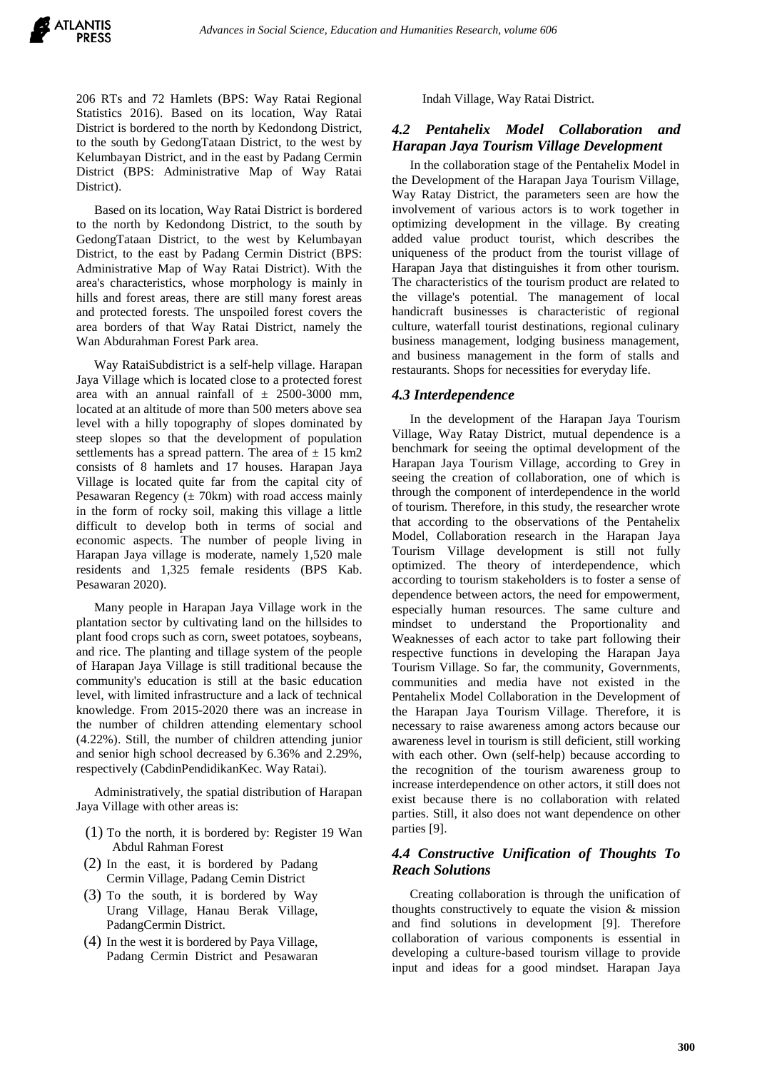206 RTs and 72 Hamlets (BPS: Way Ratai Regional Statistics 2016). Based on its location, Way Ratai District is bordered to the north by Kedondong District, to the south by GedongTataan District, to the west by Kelumbayan District, and in the east by Padang Cermin District (BPS: Administrative Map of Way Ratai District).

Based on its location, Way Ratai District is bordered to the north by Kedondong District, to the south by GedongTataan District, to the west by Kelumbayan District, to the east by Padang Cermin District (BPS: Administrative Map of Way Ratai District). With the area's characteristics, whose morphology is mainly in hills and forest areas, there are still many forest areas and protected forests. The unspoiled forest covers the area borders of that Way Ratai District, namely the Wan Abdurahman Forest Park area.

Way RrataiSubdistrict is a self-help village. Harapan Jaya Village which is located close to a protected forest area with an annual rainfall of ± 2500-3000 mm, located at an altitude of more than 500 meters above sea level with a hilly topography of slopes dominated by steep slopes so that the development of population settlements has a spread pattern. The area of ± 15 km2 consists of 8 hamlets and 17 houses. Harapan Jaya Village is located quite far from the capital city of Pesawaran Regency (± 70km) with road access mainly in the form of rocky soil, making this village a little difficult to develop both in terms of social and economic aspects. The number of people living in Harapan Jaya village is moderate, namely 1,520 male residents and 1,325 female residents (BPS Kab. Pesawaran 2020).

Many people in Harapan Jaya Village work in the plantation sector by cultivating land on the hillsides to plant food crops such as corn, sweet potatoes, soybeans, and rice. The planting and tillage system of the people of Harapan Jaya Village is still traditional because the community's education is still at the basic education level, with limited infrastructure and a lack of technical knowledge. From 2015-2020 there was an increase in the number of children attending elementary school (4.22%). Still, the number of children attending junior and senior high school decreased by 6.36% and 2.29%, respectively (CabdinPendidikanKec. Way Ratai).

Administratively, the spatial distribution of Harapan Jaya Village with other areas is:

(1) To the north, it is bordered by: Register 19 Wan Abdul Rahman Forest
(2) In the east, it is bordered by Padang Cermin Village, Padang Cemin District
(3) To the south, it is bordered by Way Urang Village, Hanau Berak Village, PadangCermin District.
(4) In the west it is bordered by Paya Village, Padang Cermin District and Pesawaran Indah Village, Way Ratai District.

### 4.2 Pentahelix Model Collaboration and Harapan Jaya Tourism Village Development

In the collaboration stage of the Pentahelix Model in the Development of the Harapan Jaya Tourism Village, Way Ratay District, the parameters seen are how the involvement of various actors is to work together in optimizing development in the village. By creating added value product tourist, which describes the uniqueness of the product from the tourist village of Harapan Jaya that distinguishes it from other tourism. The characteristics of the tourism product are related to the village's potential. The management of local handicraft businesses is characteristic of regional culture, waterfall tourist destinations, regional culinary business management, lodging business management, and business management in the form of stalls and restaurants. Shops for necessities for everyday life.

### 4.3 Interdependence

In the development of the Harapan Jaya Tourism Village, Way Ratay District, mutual dependence is a benchmark for seeing the optimal development of the Harapan Jaya Tourism Village, according to Grey in seeing the creation of collaboration, one of which is through the component of interdependence in the world of tourism. Therefore, in this study, the researcher wrote that according to the observations of the Pentahelix Model, Collaboration research in the Harapan Jaya Tourism Village development is still not fully optimized. The theory of interdependence, which according to tourism stakeholders is to foster a sense of dependence between actors, the need for empowerment, especially human resources. The same culture and mindset to understand the Proportionality and Weaknesses of each actor to take part following their respective functions in developing the Harapan Jaya Tourism Village. So far, the community, Governments, communities and media have not existed in the Pentahelix Model Collaboration in the Development of the Harapan Jaya Tourism Village. Therefore, it is necessary to raise awareness among actors because our awareness level in tourism is still deficient, still working with each other. Own (self-help) because according to the recognition of the tourism awareness group to increase interdependence on other actors, it still does not exist because there is no collaboration with related parties. Still, it also does not want dependence on other parties [9].

### 4.4 Constructive Unification of Thoughts To Reach Solutions

Creating collaboration is through the unification of thoughts constructively to equate the vision & mission and find solutions in development [9]. Therefore collaboration of various components is essential in developing a culture-based tourism village to provide input and ideas for a good mindset. Harapan Jaya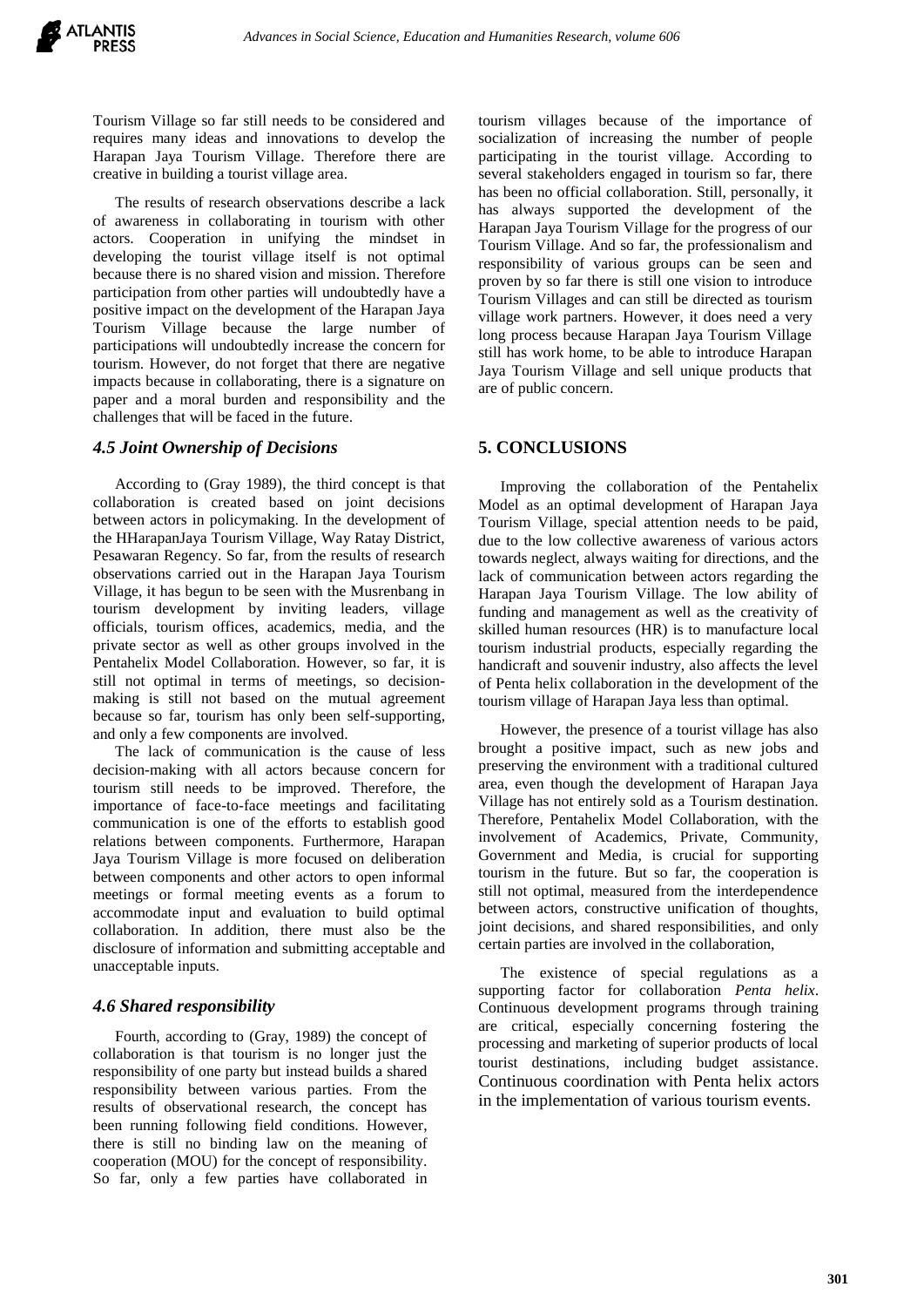Tourism Village so far still needs to be considered and requires many ideas and innovations to develop the Harapan Jaya Tourism Village. Therefore there are creative in building a tourist village area.

The results of research observations describe a lack of awareness in collaborating in tourism with other actors. Cooperation in unifying the mindset in developing the tourist village itself is not optimal because there is no shared vision and mission. Therefore participation from other parties will undoubtedly have a positive impact on the development of the Harapan Jaya Tourism Village because the large number of participations will undoubtedly increase the concern for tourism. However, do not forget that there are negative impacts because in collaborating, there is a signature on paper and a moral burden and responsibility and the challenges that will be faced in the future.

### *4.5 Joint Ownership of Decisions*

According to (Gray 1989), the third concept is that collaboration is created based on joint decisions between actors in policymaking. In the development of the HHarapanJaya Tourism Village, Way Ratay District, Pesawaran Regency. So far, from the results of research observations carried out in the Harapan Jaya Tourism Village, it has begun to be seen with the Musrenbang in tourism development by inviting leaders, village officials, tourism offices, academics, media, and the private sector as well as other groups involved in the Pentahelix Model Collaboration. However, so far, it is still not optimal in terms of meetings, so decision-making is still not based on the mutual agreement because so far, tourism has only been self-supporting, and only a few components are involved.

The lack of communication is the cause of less decision-making with all actors because concern for tourism still needs to be improved. Therefore, the importance of face-to-face meetings and facilitating communication is one of the efforts to establish good relations between components. Furthermore, Harapan Jaya Tourism Village is more focused on deliberation between components and other actors to open informal meetings or formal meeting events as a forum to accommodate input and evaluation to build optimal collaboration. In addition, there must also be the disclosure of information and submitting acceptable and unacceptable inputs.

### *4.6 Shared responsibility*

Fourth, according to (Gray, 1989) the concept of collaboration is that tourism is no longer just the responsibility of one party but instead builds a shared responsibility between various parties. From the results of observational research, the concept has been running following field conditions. However, there is still no binding law on the meaning of cooperation (MOU) for the concept of responsibility. So far, only a few parties have collaborated in tourism villages because of the importance of socialization of increasing the number of people participating in the tourist village. According to several stakeholders engaged in tourism so far, there has been no official collaboration. Still, personally, it has always supported the development of the Harapan Jaya Tourism Village for the progress of our Tourism Village. And so far, the professionalism and responsibility of various groups can be seen and proven by so far there is still one vision to introduce Tourism Villages and can still be directed as tourism village work partners. However, it does need a very long process because Harapan Jaya Tourism Village still has work home, to be able to introduce Harapan Jaya Tourism Village and sell unique products that are of public concern.

## 5. CONCLUSIONS

Improving the collaboration of the Pentahelix Model as an optimal development of Harapan Jaya Tourism Village, special attention needs to be paid, due to the low collective awareness of various actors towards neglect, always waiting for directions, and the lack of communication between actors regarding the Harapan Jaya Tourism Village. The low ability of funding and management as well as the creativity of skilled human resources (HR) is to manufacture local tourism industrial products, especially regarding the handicraft and souvenir industry, also affects the level of Penta helix collaboration in the development of the tourism village of Harapan Jaya less than optimal.

However, the presence of a tourist village has also brought a positive impact, such as new jobs and preserving the environment with a traditional cultured area, even though the development of Harapan Jaya Village has not entirely sold as a Tourism destination. Therefore, Pentahelix Model Collaboration, with the involvement of Academics, Private, Community, Government and Media, is crucial for supporting tourism in the future. But so far, the cooperation is still not optimal, measured from the interdependence between actors, constructive unification of thoughts, joint decisions, and shared responsibilities, and only certain parties are involved in the collaboration,

The existence of special regulations as a supporting factor for collaboration *Penta helix*. Continuous development programs through training are critical, especially concerning fostering the processing and marketing of superior products of local tourist destinations, including budget assistance. Continuous coordination with Penta helix actors in the implementation of various tourism events.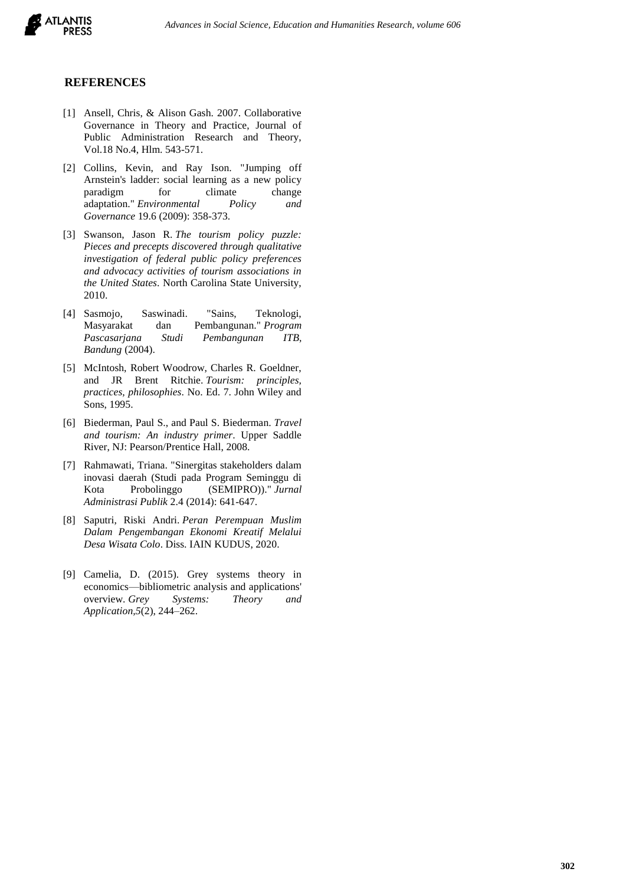## REFERENCES

[1] Ansell, Chris, & Alison Gash. 2007. Collaborative Governance in Theory and Practice, Journal of Public Administration Research and Theory, Vol.18 No.4, Hlm. 543-571.

[2] Collins, Kevin, and Ray Ison. "Jumping off Arnstein's ladder: social learning as a new policy paradigm for climate change adaptation." *Environmental Policy and Governance* 19.6 (2009): 358-373.

[3] Swanson, Jason R. *The tourism policy puzzle: Pieces and precepts discovered through qualitative investigation of federal public policy preferences and advocacy activities of tourism associations in the United States*. North Carolina State University, 2010.

[4] Sasmojo, Saswinadi. "Sains, Teknologi, Masyarakat dan Pembangunan." *Program Pascasarjana Studi Pembangunan ITB, Bandung* (2004).

[5] McIntosh, Robert Woodrow, Charles R. Goeldner, and JR Brent Ritchie. *Tourism: principles, practices, philosophies*. No. Ed. 7. John Wiley and Sons, 1995.

[6] Biederman, Paul S., and Paul S. Biederman. *Travel and tourism: An industry primer*. Upper Saddle River, NJ: Pearson/Prentice Hall, 2008.

[7] Rahmawati, Triana. "Sinergitas stakeholders dalam inovasi daerah (Studi pada Program Seminggu di Kota Probolinggo (SEMIPRO))." *Jurnal Administrasi Publik* 2.4 (2014): 641-647.

[8] Saputri, Riski Andri. *Peran Perempuan Muslim Dalam Pengembangan Ekonomi Kreatif Melalui Desa Wisata Colo*. Diss. IAIN KUDUS, 2020.

[9] Camelia, D. (2015). Grey systems theory in economics—bibliometric analysis and applications' overview. *Grey Systems: Theory and Application*,*5*(2), 244–262.